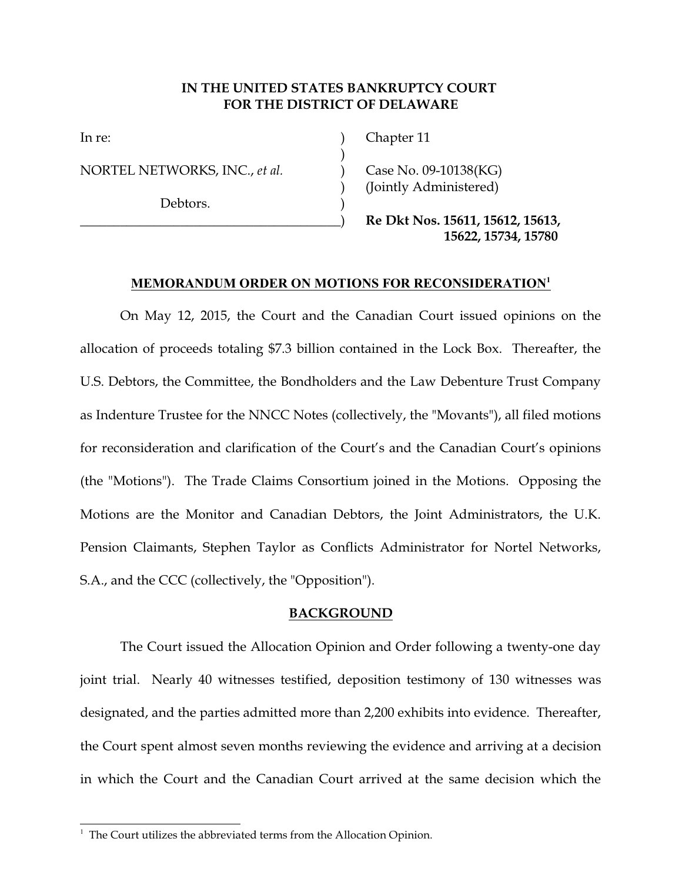**IN THE UNITED STATES BANKRUPTCY COURT**
**FOR THE DISTRICT OF DELAWARE**

| | | |
|---|---|---|
| In re: | ) | Chapter 11 |
| | ) | |
| NORTEL NETWORKS, INC., *et al.* | ) | Case No. 09-10138(KG) |
| | ) | (Jointly Administered) |
| Debtors. | ) | |
| | ) | **Re Dkt Nos. 15611, 15612, 15613, 15622, 15734, 15780** |

## MEMORANDUM ORDER ON MOTIONS FOR RECONSIDERATION[1]

On May 12, 2015, the Court and the Canadian Court issued opinions on the allocation of proceeds totaling $7.3 billion contained in the Lock Box. Thereafter, the U.S. Debtors, the Committee, the Bondholders and the Law Debenture Trust Company as Indenture Trustee for the NNCC Notes (collectively, the "Movants"), all filed motions for reconsideration and clarification of the Court's and the Canadian Court's opinions (the "Motions"). The Trade Claims Consortium joined in the Motions. Opposing the Motions are the Monitor and Canadian Debtors, the Joint Administrators, the U.K. Pension Claimants, Stephen Taylor as Conflicts Administrator for Nortel Networks, S.A., and the CCC (collectively, the "Opposition").

## BACKGROUND

The Court issued the Allocation Opinion and Order following a twenty-one day joint trial. Nearly 40 witnesses testified, deposition testimony of 130 witnesses was designated, and the parties admitted more than 2,200 exhibits into evidence. Thereafter, the Court spent almost seven months reviewing the evidence and arriving at a decision in which the Court and the Canadian Court arrived at the same decision which the

[1] The Court utilizes the abbreviated terms from the Allocation Opinion.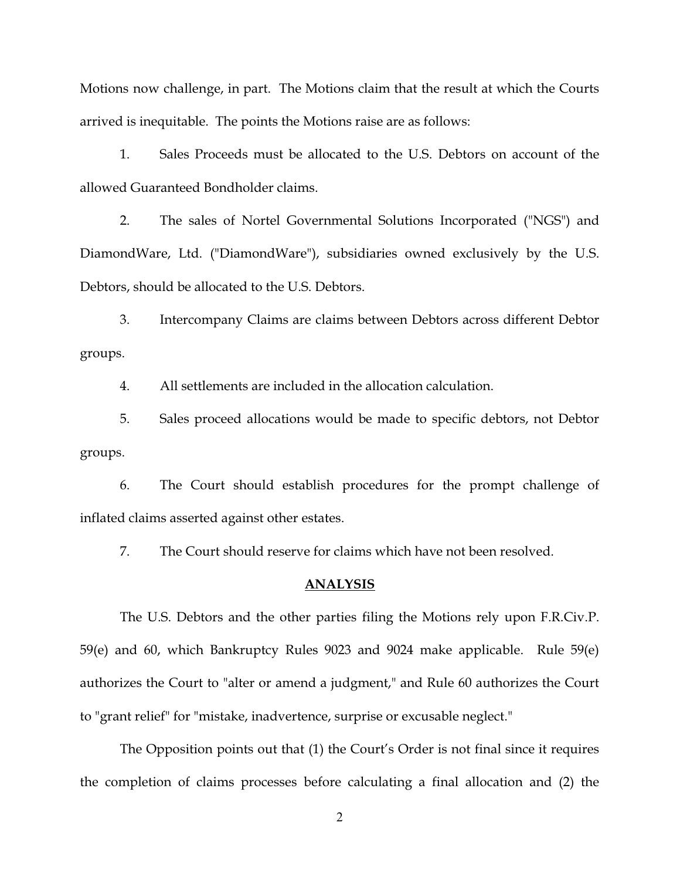Motions now challenge, in part. The Motions claim that the result at which the Courts arrived is inequitable. The points the Motions raise are as follows:

1. Sales Proceeds must be allocated to the U.S. Debtors on account of the allowed Guaranteed Bondholder claims.

2. The sales of Nortel Governmental Solutions Incorporated ("NGS") and DiamondWare, Ltd. ("DiamondWare"), subsidiaries owned exclusively by the U.S. Debtors, should be allocated to the U.S. Debtors.

3. Intercompany Claims are claims between Debtors across different Debtor groups.

4. All settlements are included in the allocation calculation.

5. Sales proceed allocations would be made to specific debtors, not Debtor groups.

6. The Court should establish procedures for the prompt challenge of inflated claims asserted against other estates.

7. The Court should reserve for claims which have not been resolved.

## ANALYSIS

The U.S. Debtors and the other parties filing the Motions rely upon F.R.Civ.P. 59(e) and 60, which Bankruptcy Rules 9023 and 9024 make applicable. Rule 59(e) authorizes the Court to "alter or amend a judgment," and Rule 60 authorizes the Court to "grant relief" for "mistake, inadvertence, surprise or excusable neglect."

The Opposition points out that (1) the Court's Order is not final since it requires the completion of claims processes before calculating a final allocation and (2) the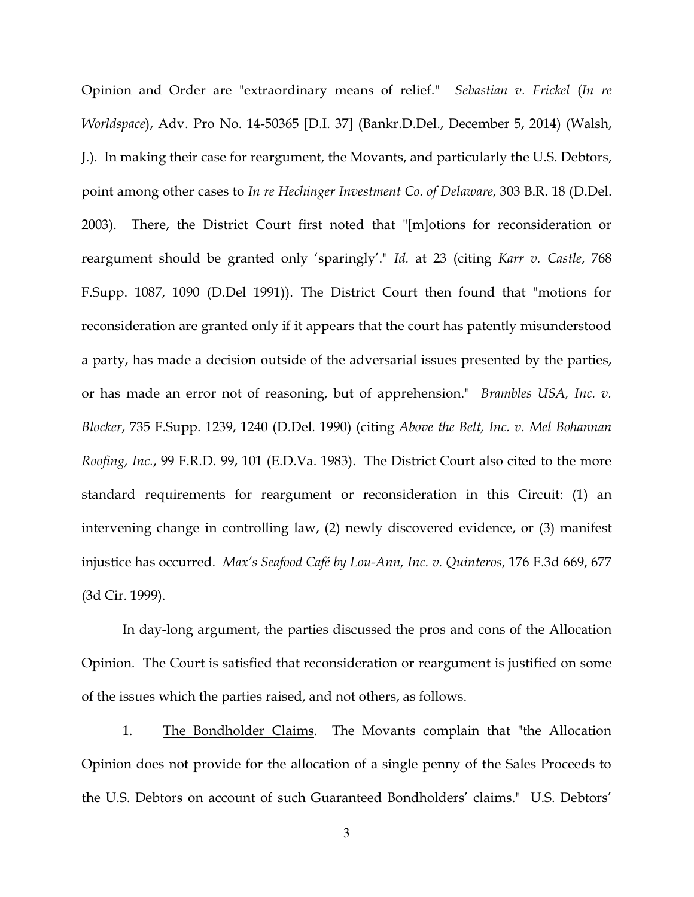Opinion and Order are "extraordinary means of relief." *Sebastian v. Frickel* (*In re Worldspace*), Adv. Pro No. 14-50365 [D.I. 37] (Bankr.D.Del., December 5, 2014) (Walsh, J.). In making their case for reargument, the Movants, and particularly the U.S. Debtors, point among other cases to *In re Hechinger Investment Co. of Delaware*, 303 B.R. 18 (D.Del. 2003). There, the District Court first noted that "[m]otions for reconsideration or reargument should be granted only 'sparingly'." *Id.* at 23 (citing *Karr v. Castle*, 768 F.Supp. 1087, 1090 (D.Del 1991)). The District Court then found that "motions for reconsideration are granted only if it appears that the court has patently misunderstood a party, has made a decision outside of the adversarial issues presented by the parties, or has made an error not of reasoning, but of apprehension." *Brambles USA, Inc. v. Blocker*, 735 F.Supp. 1239, 1240 (D.Del. 1990) (citing *Above the Belt, Inc. v. Mel Bohannan Roofing, Inc.*, 99 F.R.D. 99, 101 (E.D.Va. 1983). The District Court also cited to the more standard requirements for reargument or reconsideration in this Circuit: (1) an intervening change in controlling law, (2) newly discovered evidence, or (3) manifest injustice has occurred. *Max's Seafood Café by Lou-Ann, Inc. v. Quinteros*, 176 F.3d 669, 677 (3d Cir. 1999).

In day-long argument, the parties discussed the pros and cons of the Allocation Opinion. The Court is satisfied that reconsideration or reargument is justified on some of the issues which the parties raised, and not others, as follows.

1. <u>The Bondholder Claims</u>. The Movants complain that "the Allocation Opinion does not provide for the allocation of a single penny of the Sales Proceeds to the U.S. Debtors on account of such Guaranteed Bondholders' claims." U.S. Debtors'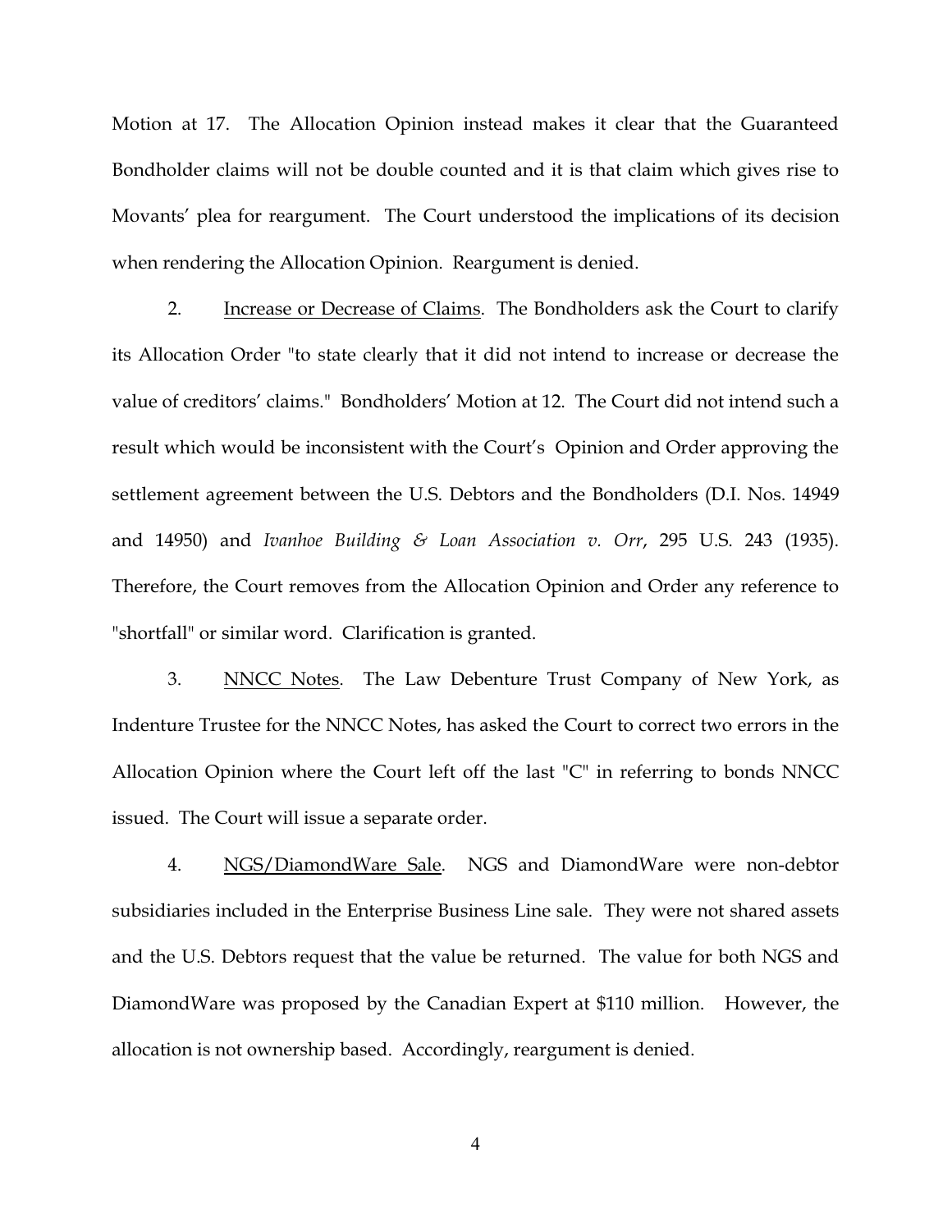Motion at 17. The Allocation Opinion instead makes it clear that the Guaranteed Bondholder claims will not be double counted and it is that claim which gives rise to Movants' plea for reargument. The Court understood the implications of its decision when rendering the Allocation Opinion. Reargument is denied.

2. Increase or Decrease of Claims. The Bondholders ask the Court to clarify its Allocation Order "to state clearly that it did not intend to increase or decrease the value of creditors' claims." Bondholders' Motion at 12. The Court did not intend such a result which would be inconsistent with the Court's Opinion and Order approving the settlement agreement between the U.S. Debtors and the Bondholders (D.I. Nos. 14949 and 14950) and *Ivanhoe Building & Loan Association v. Orr*, 295 U.S. 243 (1935). Therefore, the Court removes from the Allocation Opinion and Order any reference to "shortfall" or similar word. Clarification is granted.

3. NNCC Notes. The Law Debenture Trust Company of New York, as Indenture Trustee for the NNCC Notes, has asked the Court to correct two errors in the Allocation Opinion where the Court left off the last "C" in referring to bonds NNCC issued. The Court will issue a separate order.

4. NGS/DiamondWare Sale. NGS and DiamondWare were non-debtor subsidiaries included in the Enterprise Business Line sale. They were not shared assets and the U.S. Debtors request that the value be returned. The value for both NGS and DiamondWare was proposed by the Canadian Expert at $110 million. However, the allocation is not ownership based. Accordingly, reargument is denied.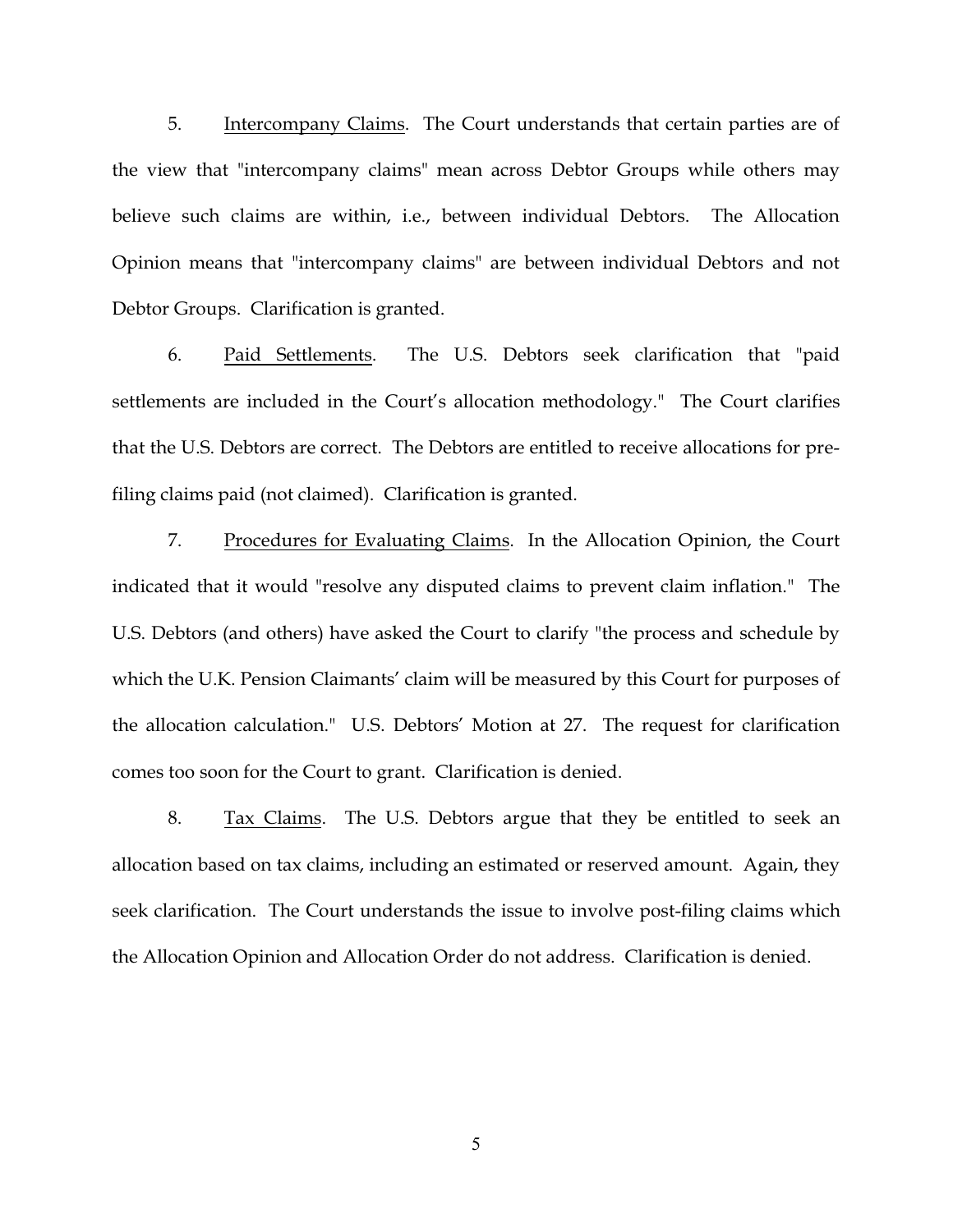5. Intercompany Claims. The Court understands that certain parties are of the view that "intercompany claims" mean across Debtor Groups while others may believe such claims are within, i.e., between individual Debtors. The Allocation Opinion means that "intercompany claims" are between individual Debtors and not Debtor Groups. Clarification is granted.

6. Paid Settlements. The U.S. Debtors seek clarification that "paid settlements are included in the Court's allocation methodology." The Court clarifies that the U.S. Debtors are correct. The Debtors are entitled to receive allocations for pre-filing claims paid (not claimed). Clarification is granted.

7. Procedures for Evaluating Claims. In the Allocation Opinion, the Court indicated that it would "resolve any disputed claims to prevent claim inflation." The U.S. Debtors (and others) have asked the Court to clarify "the process and schedule by which the U.K. Pension Claimants' claim will be measured by this Court for purposes of the allocation calculation." U.S. Debtors' Motion at 27. The request for clarification comes too soon for the Court to grant. Clarification is denied.

8. Tax Claims. The U.S. Debtors argue that they be entitled to seek an allocation based on tax claims, including an estimated or reserved amount. Again, they seek clarification. The Court understands the issue to involve post-filing claims which the Allocation Opinion and Allocation Order do not address. Clarification is denied.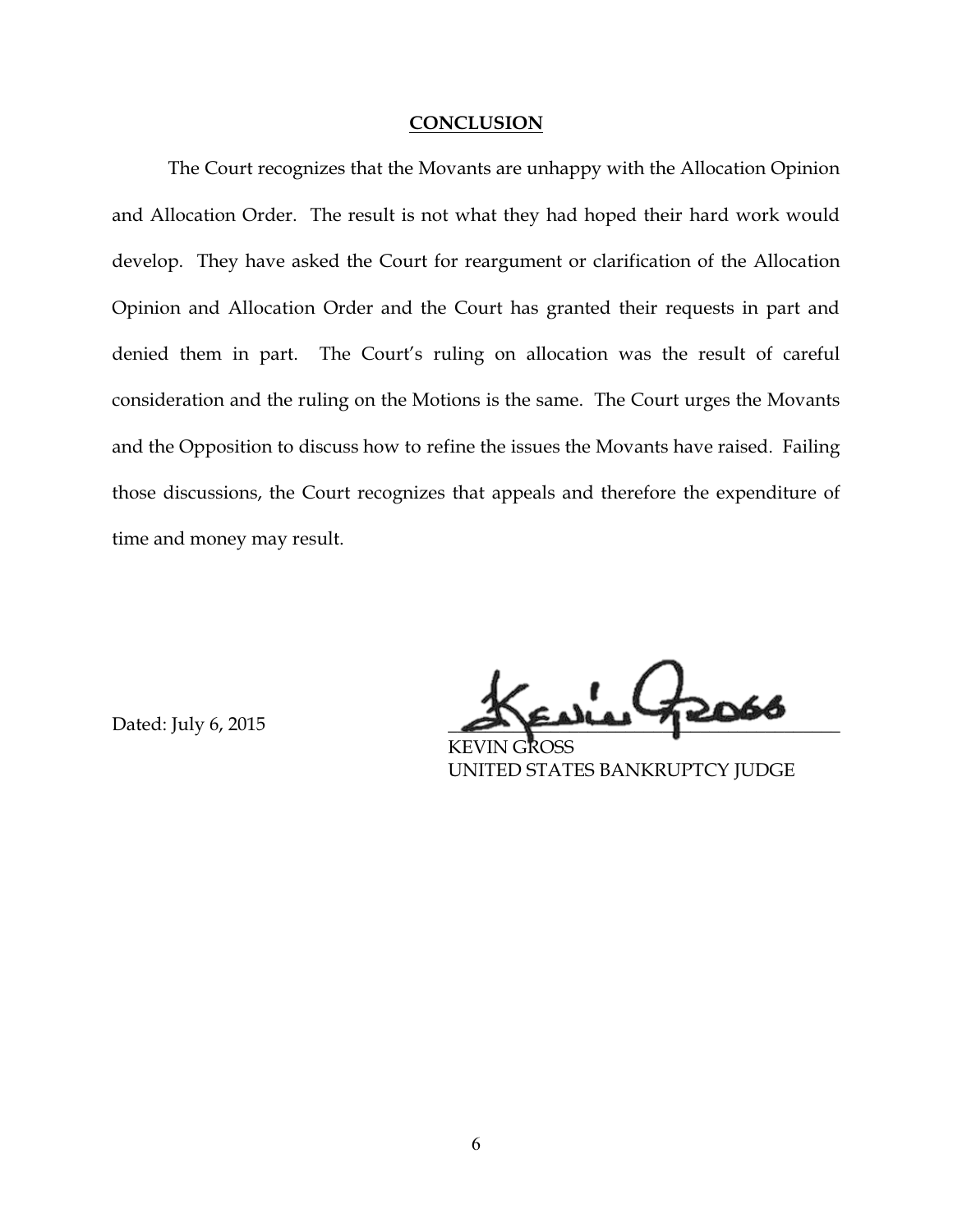## CONCLUSION

The Court recognizes that the Movants are unhappy with the Allocation Opinion and Allocation Order. The result is not what they had hoped their hard work would develop. They have asked the Court for reargument or clarification of the Allocation Opinion and Allocation Order and the Court has granted their requests in part and denied them in part. The Court's ruling on allocation was the result of careful consideration and the ruling on the Motions is the same. The Court urges the Movants and the Opposition to discuss how to refine the issues the Movants have raised. Failing those discussions, the Court recognizes that appeals and therefore the expenditure of time and money may result.

Dated: July 6, 2015

KEVIN GROSS
UNITED STATES BANKRUPTCY JUDGE